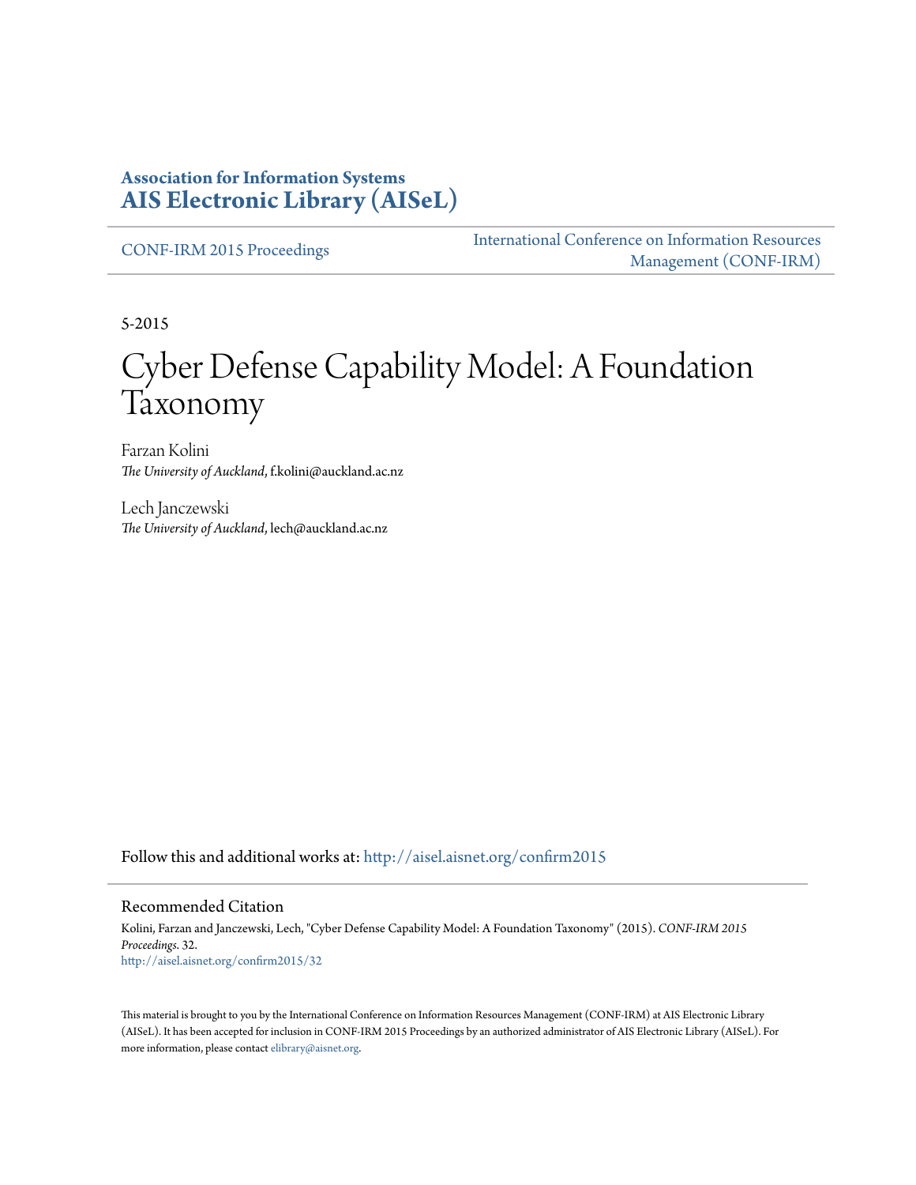**Association for Information Systems**
**[AIS Electronic Library (AISeL)](http://aisel.aisnet.org)**

CONF-IRM 2015 Proceedings

International Conference on Information Resources Management (CONF-IRM)

5-2015

# Cyber Defense Capability Model: A Foundation Taxonomy

Farzan Kolini
*The University of Auckland*, f.kolini@auckland.ac.nz

Lech Janczewski
*The University of Auckland*, lech@auckland.ac.nz

Follow this and additional works at: http://aisel.aisnet.org/confirm2015

## Recommended Citation

Kolini, Farzan and Janczewski, Lech, "Cyber Defense Capability Model: A Foundation Taxonomy" (2015). *CONF-IRM 2015 Proceedings*. 32.
http://aisel.aisnet.org/confirm2015/32

This material is brought to you by the International Conference on Information Resources Management (CONF-IRM) at AIS Electronic Library (AISeL). It has been accepted for inclusion in CONF-IRM 2015 Proceedings by an authorized administrator of AIS Electronic Library (AISeL). For more information, please contact elibrary@aisnet.org.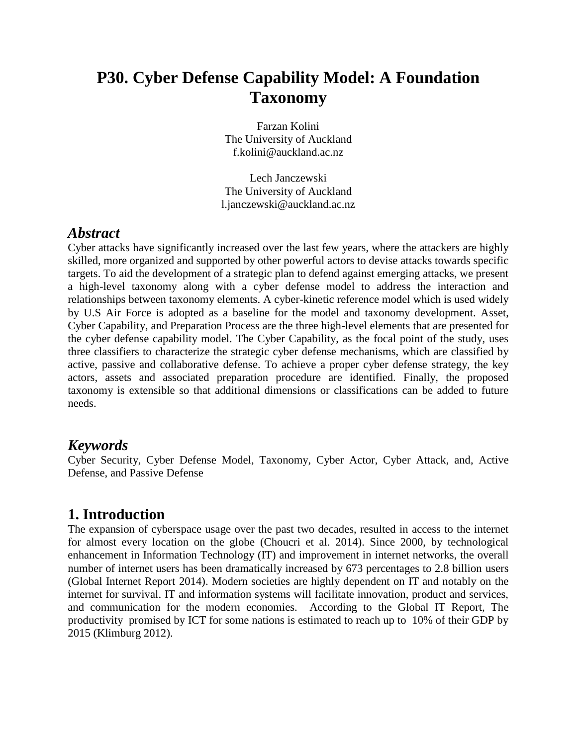# P30. Cyber Defense Capability Model: A Foundation Taxonomy

Farzan Kolini
The University of Auckland
f.kolini@auckland.ac.nz

Lech Janczewski
The University of Auckland
l.janczewski@auckland.ac.nz

## *Abstract*

Cyber attacks have significantly increased over the last few years, where the attackers are highly skilled, more organized and supported by other powerful actors to devise attacks towards specific targets. To aid the development of a strategic plan to defend against emerging attacks, we present a high-level taxonomy along with a cyber defense model to address the interaction and relationships between taxonomy elements. A cyber-kinetic reference model which is used widely by U.S Air Force is adopted as a baseline for the model and taxonomy development. Asset, Cyber Capability, and Preparation Process are the three high-level elements that are presented for the cyber defense capability model. The Cyber Capability, as the focal point of the study, uses three classifiers to characterize the strategic cyber defense mechanisms, which are classified by active, passive and collaborative defense. To achieve a proper cyber defense strategy, the key actors, assets and associated preparation procedure are identified. Finally, the proposed taxonomy is extensible so that additional dimensions or classifications can be added to future needs.

## *Keywords*

Cyber Security, Cyber Defense Model, Taxonomy, Cyber Actor, Cyber Attack, and, Active Defense, and Passive Defense

## 1. Introduction

The expansion of cyberspace usage over the past two decades, resulted in access to the internet for almost every location on the globe (Choucri et al. 2014). Since 2000, by technological enhancement in Information Technology (IT) and improvement in internet networks, the overall number of internet users has been dramatically increased by 673 percentages to 2.8 billion users (Global Internet Report 2014). Modern societies are highly dependent on IT and notably on the internet for survival. IT and information systems will facilitate innovation, product and services, and communication for the modern economies. According to the Global IT Report, The productivity promised by ICT for some nations is estimated to reach up to 10% of their GDP by 2015 (Klimburg 2012).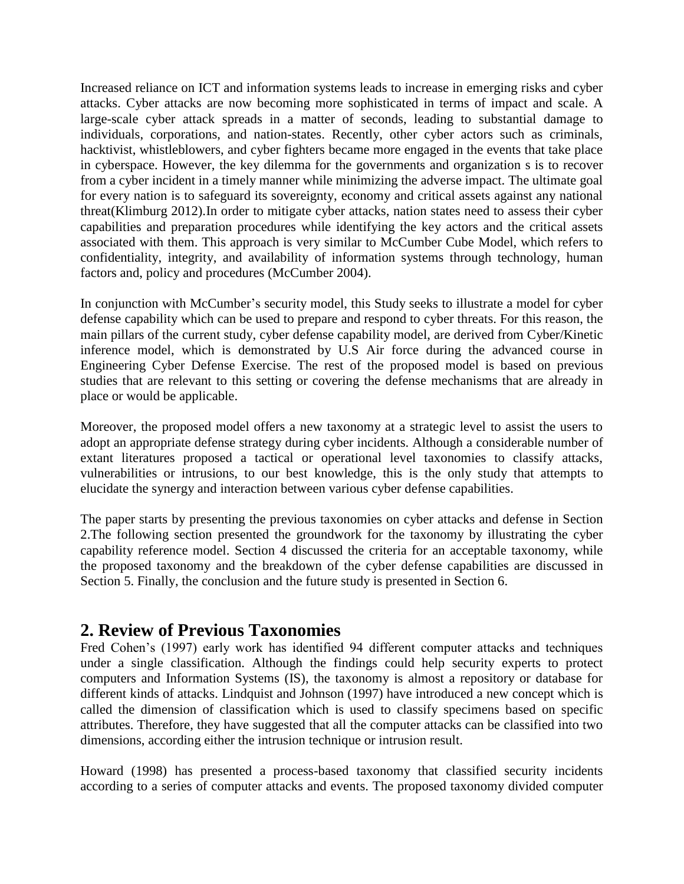Increased reliance on ICT and information systems leads to increase in emerging risks and cyber attacks. Cyber attacks are now becoming more sophisticated in terms of impact and scale. A large-scale cyber attack spreads in a matter of seconds, leading to substantial damage to individuals, corporations, and nation-states. Recently, other cyber actors such as criminals, hacktivist, whistleblowers, and cyber fighters became more engaged in the events that take place in cyberspace. However, the key dilemma for the governments and organization s is to recover from a cyber incident in a timely manner while minimizing the adverse impact. The ultimate goal for every nation is to safeguard its sovereignty, economy and critical assets against any national threat(Klimburg 2012).In order to mitigate cyber attacks, nation states need to assess their cyber capabilities and preparation procedures while identifying the key actors and the critical assets associated with them. This approach is very similar to McCumber Cube Model, which refers to confidentiality, integrity, and availability of information systems through technology, human factors and, policy and procedures (McCumber 2004).

In conjunction with McCumber's security model, this Study seeks to illustrate a model for cyber defense capability which can be used to prepare and respond to cyber threats. For this reason, the main pillars of the current study, cyber defense capability model, are derived from Cyber/Kinetic inference model, which is demonstrated by U.S Air force during the advanced course in Engineering Cyber Defense Exercise. The rest of the proposed model is based on previous studies that are relevant to this setting or covering the defense mechanisms that are already in place or would be applicable.

Moreover, the proposed model offers a new taxonomy at a strategic level to assist the users to adopt an appropriate defense strategy during cyber incidents. Although a considerable number of extant literatures proposed a tactical or operational level taxonomies to classify attacks, vulnerabilities or intrusions, to our best knowledge, this is the only study that attempts to elucidate the synergy and interaction between various cyber defense capabilities.

The paper starts by presenting the previous taxonomies on cyber attacks and defense in Section 2.The following section presented the groundwork for the taxonomy by illustrating the cyber capability reference model. Section 4 discussed the criteria for an acceptable taxonomy, while the proposed taxonomy and the breakdown of the cyber defense capabilities are discussed in Section 5. Finally, the conclusion and the future study is presented in Section 6.

## 2. Review of Previous Taxonomies

Fred Cohen's (1997) early work has identified 94 different computer attacks and techniques under a single classification. Although the findings could help security experts to protect computers and Information Systems (IS), the taxonomy is almost a repository or database for different kinds of attacks. Lindquist and Johnson (1997) have introduced a new concept which is called the dimension of classification which is used to classify specimens based on specific attributes. Therefore, they have suggested that all the computer attacks can be classified into two dimensions, according either the intrusion technique or intrusion result.

Howard (1998) has presented a process-based taxonomy that classified security incidents according to a series of computer attacks and events. The proposed taxonomy divided computer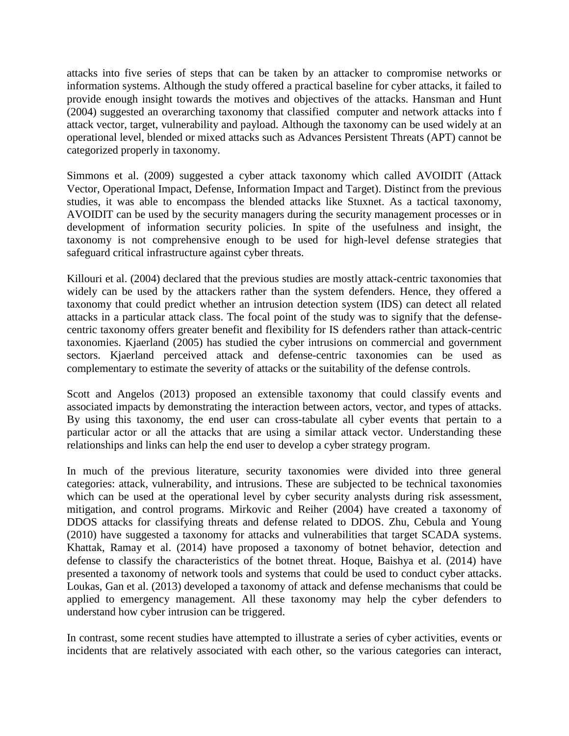attacks into five series of steps that can be taken by an attacker to compromise networks or information systems. Although the study offered a practical baseline for cyber attacks, it failed to provide enough insight towards the motives and objectives of the attacks. Hansman and Hunt (2004) suggested an overarching taxonomy that classified computer and network attacks into f attack vector, target, vulnerability and payload. Although the taxonomy can be used widely at an operational level, blended or mixed attacks such as Advances Persistent Threats (APT) cannot be categorized properly in taxonomy.

Simmons et al. (2009) suggested a cyber attack taxonomy which called AVOIDIT (Attack Vector, Operational Impact, Defense, Information Impact and Target). Distinct from the previous studies, it was able to encompass the blended attacks like Stuxnet. As a tactical taxonomy, AVOIDIT can be used by the security managers during the security management processes or in development of information security policies. In spite of the usefulness and insight, the taxonomy is not comprehensive enough to be used for high-level defense strategies that safeguard critical infrastructure against cyber threats.

Killouri et al. (2004) declared that the previous studies are mostly attack-centric taxonomies that widely can be used by the attackers rather than the system defenders. Hence, they offered a taxonomy that could predict whether an intrusion detection system (IDS) can detect all related attacks in a particular attack class. The focal point of the study was to signify that the defense-centric taxonomy offers greater benefit and flexibility for IS defenders rather than attack-centric taxonomies. Kjaerland (2005) has studied the cyber intrusions on commercial and government sectors. Kjaerland perceived attack and defense-centric taxonomies can be used as complementary to estimate the severity of attacks or the suitability of the defense controls.

Scott and Angelos (2013) proposed an extensible taxonomy that could classify events and associated impacts by demonstrating the interaction between actors, vector, and types of attacks. By using this taxonomy, the end user can cross-tabulate all cyber events that pertain to a particular actor or all the attacks that are using a similar attack vector. Understanding these relationships and links can help the end user to develop a cyber strategy program.

In much of the previous literature, security taxonomies were divided into three general categories: attack, vulnerability, and intrusions. These are subjected to be technical taxonomies which can be used at the operational level by cyber security analysts during risk assessment, mitigation, and control programs. Mirkovic and Reiher (2004) have created a taxonomy of DDOS attacks for classifying threats and defense related to DDOS. Zhu, Cebula and Young (2010) have suggested a taxonomy for attacks and vulnerabilities that target SCADA systems. Khattak, Ramay et al. (2014) have proposed a taxonomy of botnet behavior, detection and defense to classify the characteristics of the botnet threat. Hoque, Baishya et al. (2014) have presented a taxonomy of network tools and systems that could be used to conduct cyber attacks. Loukas, Gan et al. (2013) developed a taxonomy of attack and defense mechanisms that could be applied to emergency management. All these taxonomy may help the cyber defenders to understand how cyber intrusion can be triggered.

In contrast, some recent studies have attempted to illustrate a series of cyber activities, events or incidents that are relatively associated with each other, so the various categories can interact,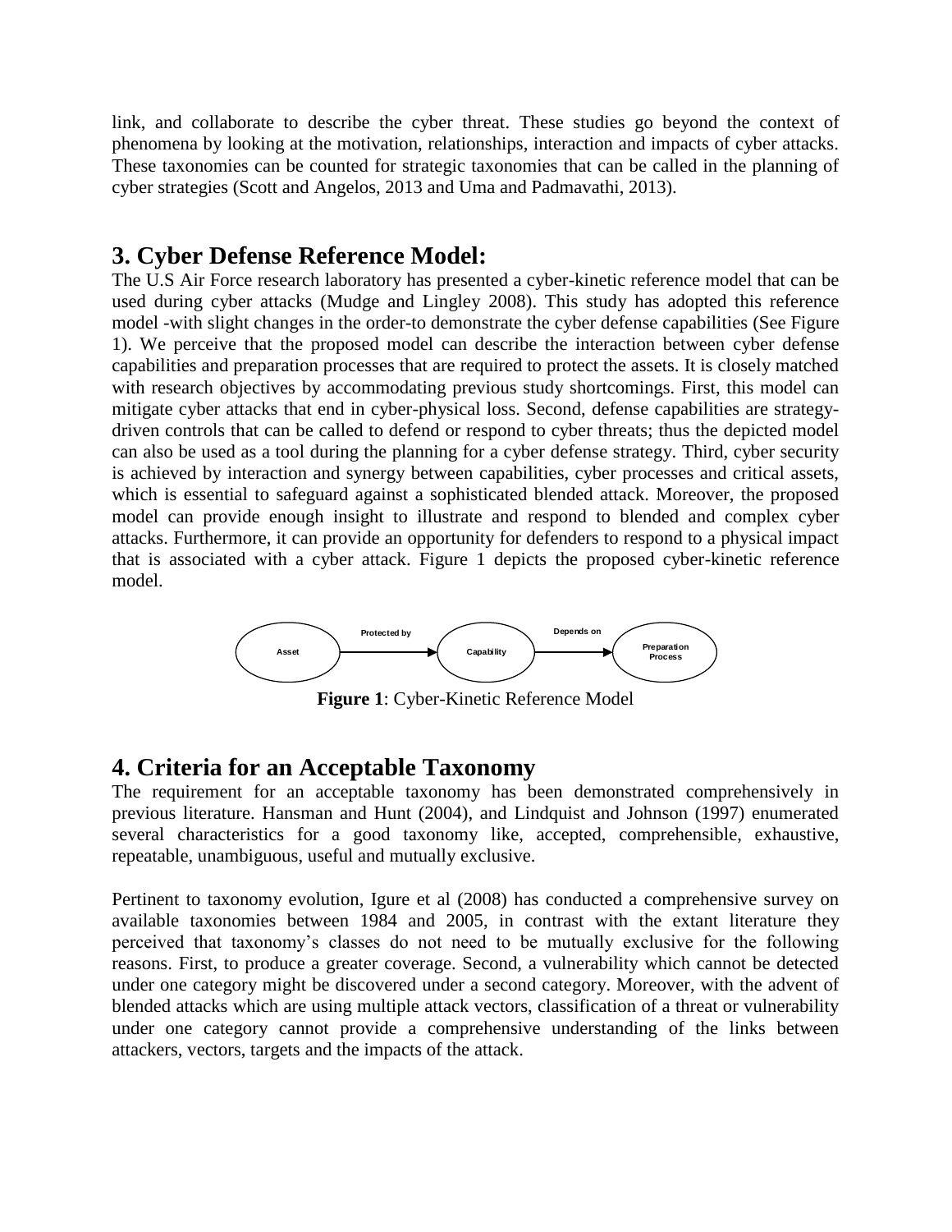link, and collaborate to describe the cyber threat. These studies go beyond the context of phenomena by looking at the motivation, relationships, interaction and impacts of cyber attacks. These taxonomies can be counted for strategic taxonomies that can be called in the planning of cyber strategies (Scott and Angelos, 2013 and Uma and Padmavathi, 2013).

## 3. Cyber Defense Reference Model:

The U.S Air Force research laboratory has presented a cyber-kinetic reference model that can be used during cyber attacks (Mudge and Lingley 2008). This study has adopted this reference model -with slight changes in the order-to demonstrate the cyber defense capabilities (See Figure 1). We perceive that the proposed model can describe the interaction between cyber defense capabilities and preparation processes that are required to protect the assets. It is closely matched with research objectives by accommodating previous study shortcomings. First, this model can mitigate cyber attacks that end in cyber-physical loss. Second, defense capabilities are strategy-driven controls that can be called to defend or respond to cyber threats; thus the depicted model can also be used as a tool during the planning for a cyber defense strategy. Third, cyber security is achieved by interaction and synergy between capabilities, cyber processes and critical assets, which is essential to safeguard against a sophisticated blended attack. Moreover, the proposed model can provide enough insight to illustrate and respond to blended and complex cyber attacks. Furthermore, it can provide an opportunity for defenders to respond to a physical impact that is associated with a cyber attack. Figure 1 depicts the proposed cyber-kinetic reference model.

Asset → (Protected by) → Capability → (Depends on) → Preparation Process

**Figure 1**: Cyber-Kinetic Reference Model

## 4. Criteria for an Acceptable Taxonomy

The requirement for an acceptable taxonomy has been demonstrated comprehensively in previous literature. Hansman and Hunt (2004), and Lindquist and Johnson (1997) enumerated several characteristics for a good taxonomy like, accepted, comprehensible, exhaustive, repeatable, unambiguous, useful and mutually exclusive.

Pertinent to taxonomy evolution, Igure et al (2008) has conducted a comprehensive survey on available taxonomies between 1984 and 2005, in contrast with the extant literature they perceived that taxonomy's classes do not need to be mutually exclusive for the following reasons. First, to produce a greater coverage. Second, a vulnerability which cannot be detected under one category might be discovered under a second category. Moreover, with the advent of blended attacks which are using multiple attack vectors, classification of a threat or vulnerability under one category cannot provide a comprehensive understanding of the links between attackers, vectors, targets and the impacts of the attack.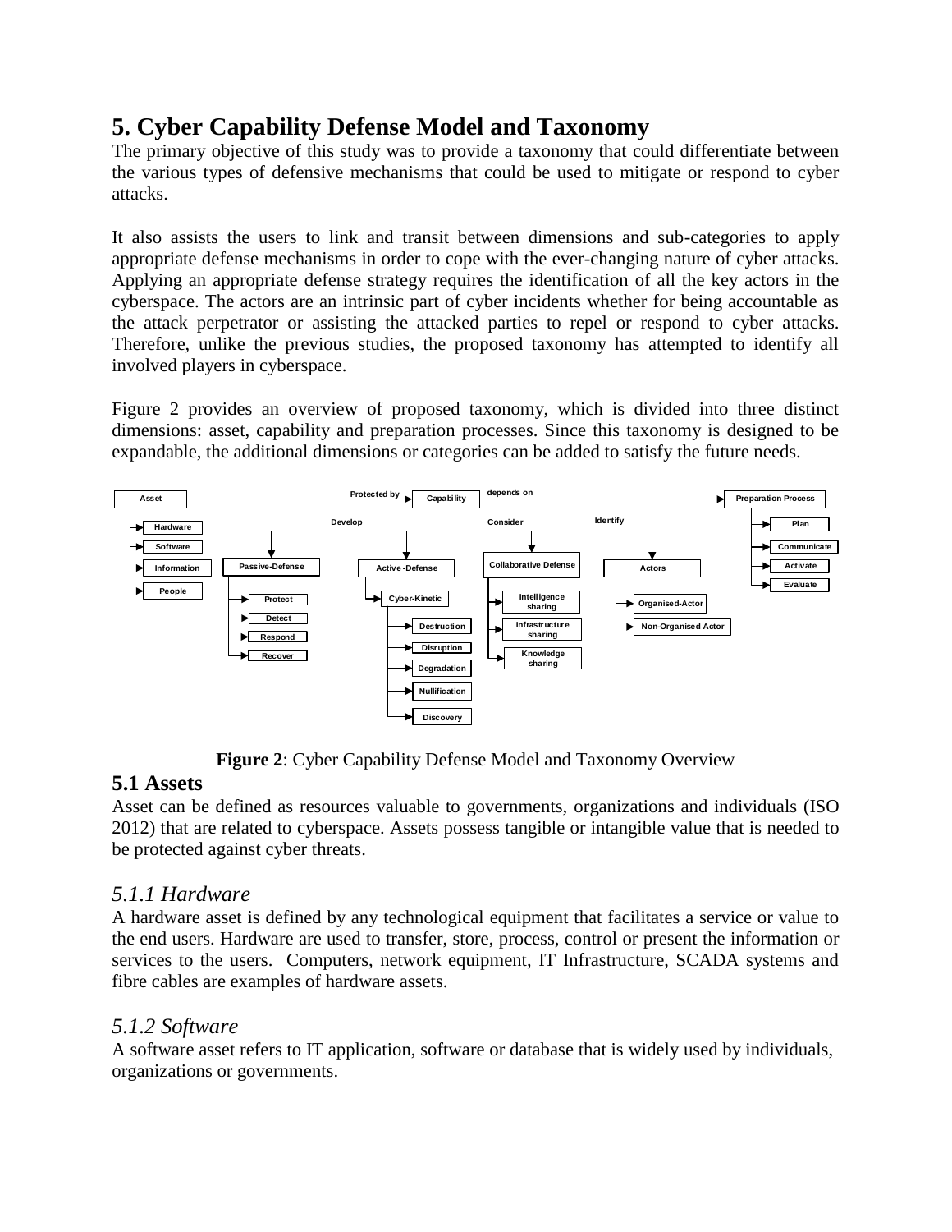## 5. Cyber Capability Defense Model and Taxonomy

The primary objective of this study was to provide a taxonomy that could differentiate between the various types of defensive mechanisms that could be used to mitigate or respond to cyber attacks.

It also assists the users to link and transit between dimensions and sub-categories to apply appropriate defense mechanisms in order to cope with the ever-changing nature of cyber attacks. Applying an appropriate defense strategy requires the identification of all the key actors in the cyberspace. The actors are an intrinsic part of cyber incidents whether for being accountable as the attack perpetrator or assisting the attacked parties to repel or respond to cyber attacks. Therefore, unlike the previous studies, the proposed taxonomy has attempted to identify all involved players in cyberspace.

Figure 2 provides an overview of proposed taxonomy, which is divided into three distinct dimensions: asset, capability and preparation processes. Since this taxonomy is designed to be expandable, the additional dimensions or categories can be added to satisfy the future needs.

**Figure 2**: Cyber Capability Defense Model and Taxonomy Overview

### 5.1 Assets

Asset can be defined as resources valuable to governments, organizations and individuals (ISO 2012) that are related to cyberspace. Assets possess tangible or intangible value that is needed to be protected against cyber threats.

#### *5.1.1 Hardware*

A hardware asset is defined by any technological equipment that facilitates a service or value to the end users. Hardware are used to transfer, store, process, control or present the information or services to the users. Computers, network equipment, IT Infrastructure, SCADA systems and fibre cables are examples of hardware assets.

#### *5.1.2 Software*

A software asset refers to IT application, software or database that is widely used by individuals, organizations or governments.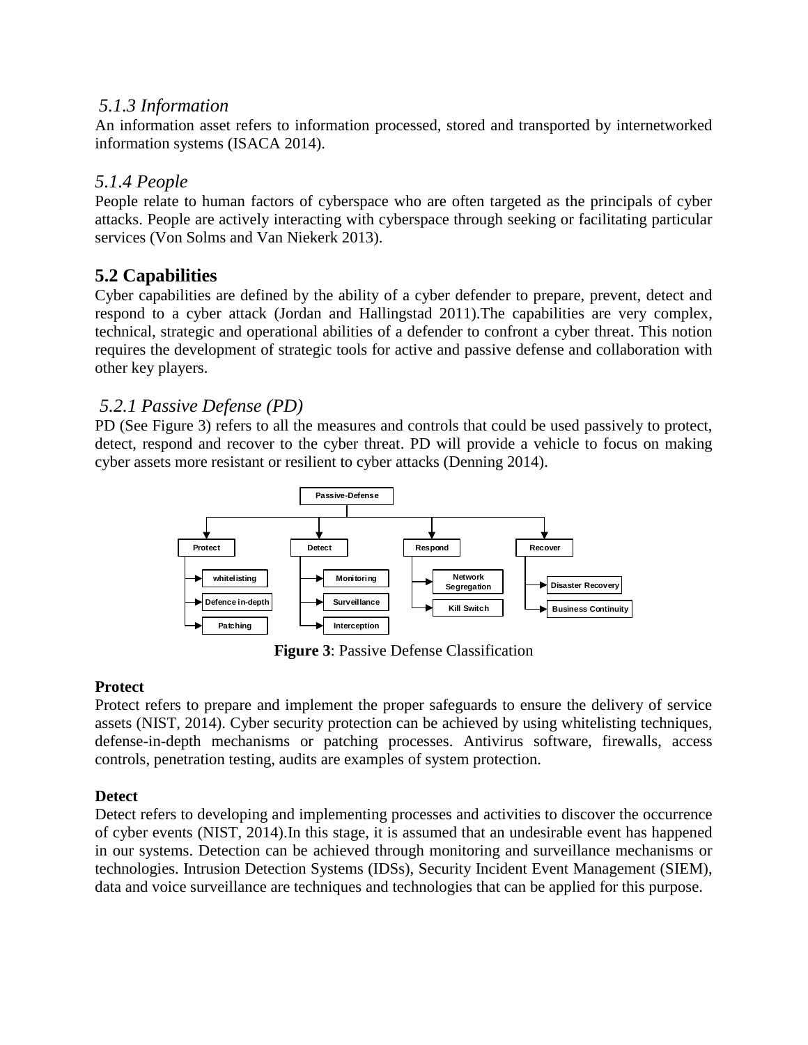### 5.1.3 Information

An information asset refers to information processed, stored and transported by internetworked information systems (ISACA 2014).

### 5.1.4 People

People relate to human factors of cyberspace who are often targeted as the principals of cyber attacks. People are actively interacting with cyberspace through seeking or facilitating particular services (Von Solms and Van Niekerk 2013).

## 5.2 Capabilities

Cyber capabilities are defined by the ability of a cyber defender to prepare, prevent, detect and respond to a cyber attack (Jordan and Hallingstad 2011).The capabilities are very complex, technical, strategic and operational abilities of a defender to confront a cyber threat. This notion requires the development of strategic tools for active and passive defense and collaboration with other key players.

### 5.2.1 Passive Defense (PD)

PD (See Figure 3) refers to all the measures and controls that could be used passively to protect, detect, respond and recover to the cyber threat. PD will provide a vehicle to focus on making cyber assets more resistant or resilient to cyber attacks (Denning 2014).

**Figure 3**: Passive Defense Classification

**Protect**

Protect refers to prepare and implement the proper safeguards to ensure the delivery of service assets (NIST, 2014). Cyber security protection can be achieved by using whitelisting techniques, defense-in-depth mechanisms or patching processes. Antivirus software, firewalls, access controls, penetration testing, audits are examples of system protection.

**Detect**

Detect refers to developing and implementing processes and activities to discover the occurrence of cyber events (NIST, 2014).In this stage, it is assumed that an undesirable event has happened in our systems. Detection can be achieved through monitoring and surveillance mechanisms or technologies. Intrusion Detection Systems (IDSs), Security Incident Event Management (SIEM), data and voice surveillance are techniques and technologies that can be applied for this purpose.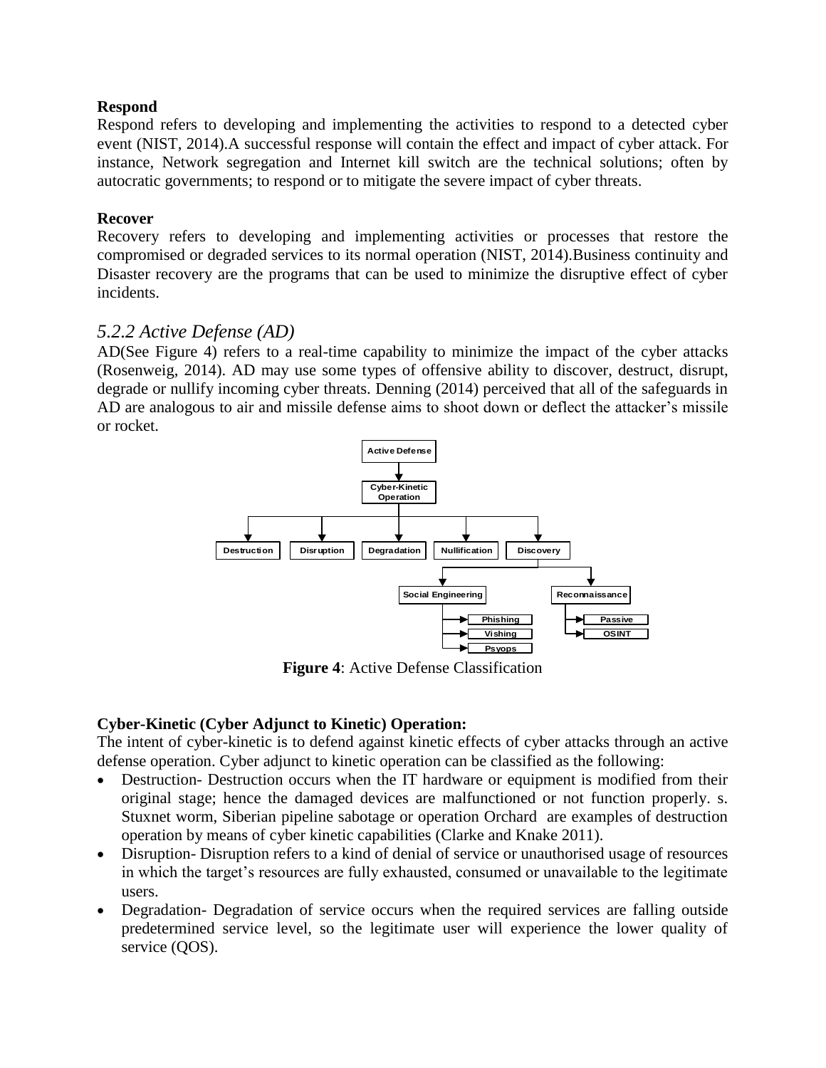**Respond**

Respond refers to developing and implementing the activities to respond to a detected cyber event (NIST, 2014).A successful response will contain the effect and impact of cyber attack. For instance, Network segregation and Internet kill switch are the technical solutions; often by autocratic governments; to respond or to mitigate the severe impact of cyber threats.

**Recover**

Recovery refers to developing and implementing activities or processes that restore the compromised or degraded services to its normal operation (NIST, 2014).Business continuity and Disaster recovery are the programs that can be used to minimize the disruptive effect of cyber incidents.

### *5.2.2 Active Defense (AD)*

AD(See Figure 4) refers to a real-time capability to minimize the impact of the cyber attacks (Rosenweig, 2014). AD may use some types of offensive ability to discover, destruct, disrupt, degrade or nullify incoming cyber threats. Denning (2014) perceived that all of the safeguards in AD are analogous to air and missile defense aims to shoot down or deflect the attacker's missile or rocket.

Active Defense → Cyber-Kinetic Operation → Destruction, Disruption, Degradation, Nullification, Discovery

Discovery → Social Engineering (Phishing, Vishing, Psyops), Reconnaissance (Passive, OSINT)

**Figure 4**: Active Defense Classification

**Cyber-Kinetic (Cyber Adjunct to Kinetic) Operation:**

The intent of cyber-kinetic is to defend against kinetic effects of cyber attacks through an active defense operation. Cyber adjunct to kinetic operation can be classified as the following:

- Destruction- Destruction occurs when the IT hardware or equipment is modified from their original stage; hence the damaged devices are malfunctioned or not function properly. s. Stuxnet worm, Siberian pipeline sabotage or operation Orchard are examples of destruction operation by means of cyber kinetic capabilities (Clarke and Knake 2011).
- Disruption- Disruption refers to a kind of denial of service or unauthorised usage of resources in which the target's resources are fully exhausted, consumed or unavailable to the legitimate users.
- Degradation- Degradation of service occurs when the required services are falling outside predetermined service level, so the legitimate user will experience the lower quality of service (QOS).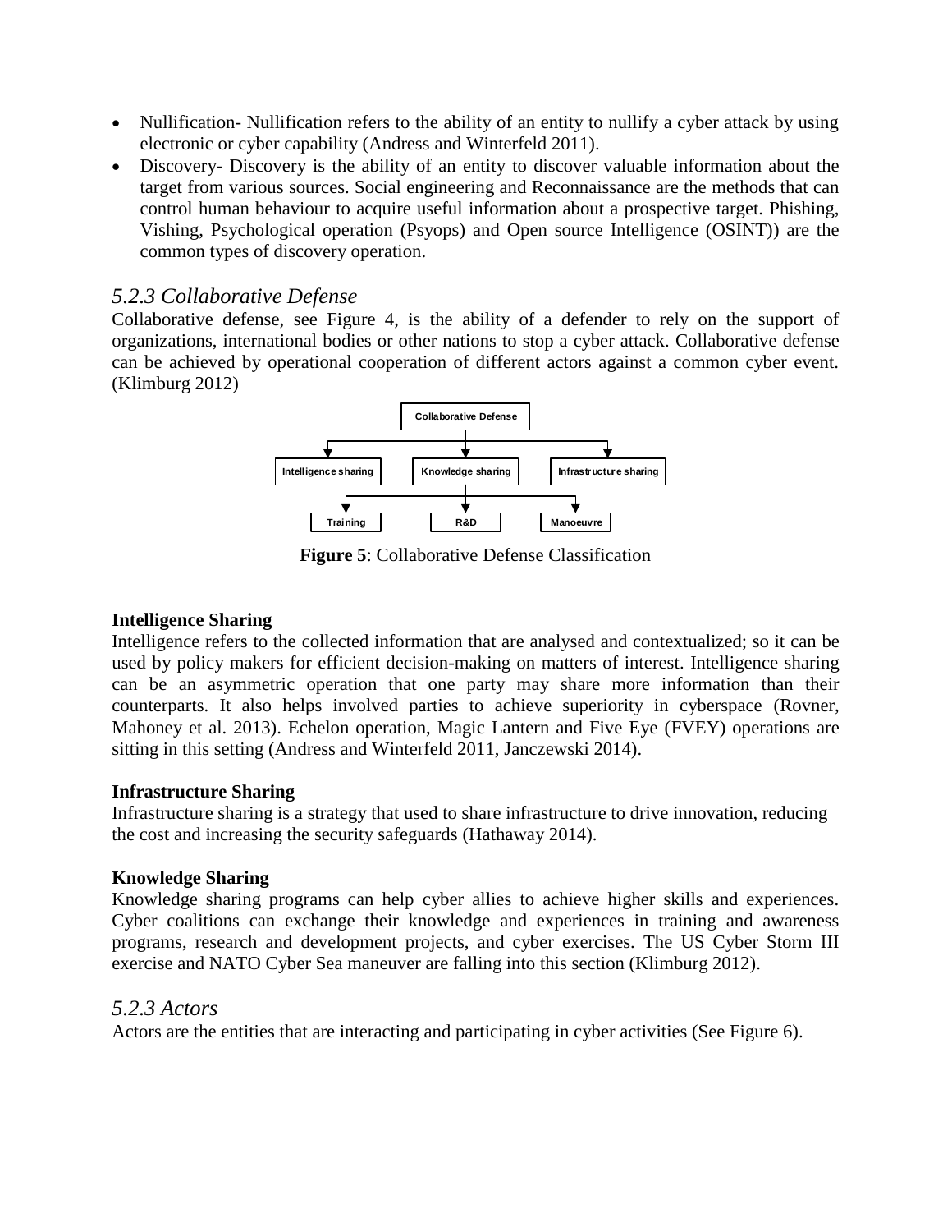- Nullification- Nullification refers to the ability of an entity to nullify a cyber attack by using electronic or cyber capability (Andress and Winterfeld 2011).
- Discovery- Discovery is the ability of an entity to discover valuable information about the target from various sources. Social engineering and Reconnaissance are the methods that can control human behaviour to acquire useful information about a prospective target. Phishing, Vishing, Psychological operation (Psyops) and Open source Intelligence (OSINT)) are the common types of discovery operation.

### *5.2.3 Collaborative Defense*

Collaborative defense, see Figure 4, is the ability of a defender to rely on the support of organizations, international bodies or other nations to stop a cyber attack. Collaborative defense can be achieved by operational cooperation of different actors against a common cyber event. (Klimburg 2012)

Collaborative Defense

Intelligence sharing | Knowledge sharing | Infrastructure sharing

Training | R&D | Manoeuvre

**Figure 5**: Collaborative Defense Classification

**Intelligence Sharing**

Intelligence refers to the collected information that are analysed and contextualized; so it can be used by policy makers for efficient decision-making on matters of interest. Intelligence sharing can be an asymmetric operation that one party may share more information than their counterparts. It also helps involved parties to achieve superiority in cyberspace (Rovner, Mahoney et al. 2013). Echelon operation, Magic Lantern and Five Eye (FVEY) operations are sitting in this setting (Andress and Winterfeld 2011, Janczewski 2014).

**Infrastructure Sharing**

Infrastructure sharing is a strategy that used to share infrastructure to drive innovation, reducing the cost and increasing the security safeguards (Hathaway 2014).

**Knowledge Sharing**

Knowledge sharing programs can help cyber allies to achieve higher skills and experiences. Cyber coalitions can exchange their knowledge and experiences in training and awareness programs, research and development projects, and cyber exercises. The US Cyber Storm III exercise and NATO Cyber Sea maneuver are falling into this section (Klimburg 2012).

### *5.2.3 Actors*

Actors are the entities that are interacting and participating in cyber activities (See Figure 6).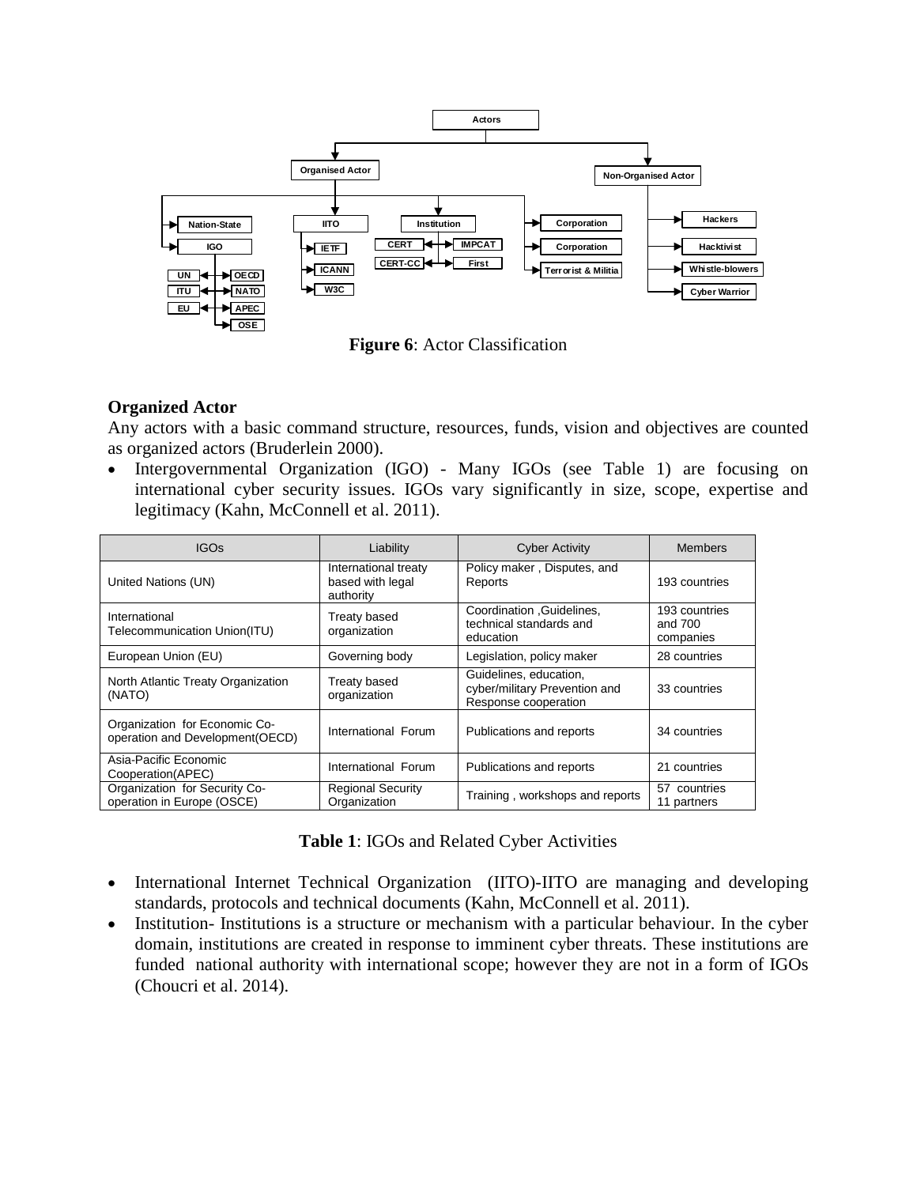**Figure 6**: Actor Classification

**Organized Actor**

Any actors with a basic command structure, resources, funds, vision and objectives are counted as organized actors (Bruderlein 2000).

- Intergovernmental Organization (IGO) - Many IGOs (see Table 1) are focusing on international cyber security issues. IGOs vary significantly in size, scope, expertise and legitimacy (Kahn, McConnell et al. 2011).

| IGOs | Liability | Cyber Activity | Members |
|---|---|---|---|
| United Nations (UN) | International treaty based with legal authority | Policy maker , Disputes, and Reports | 193 countries |
| International Telecommunication Union(ITU) | Treaty based organization | Coordination ,Guidelines, technical standards and education | 193 countries and 700 companies |
| European Union (EU) | Governing body | Legislation, policy maker | 28 countries |
| North Atlantic Treaty Organization (NATO) | Treaty based organization | Guidelines, education, cyber/military Prevention and Response cooperation | 33 countries |
| Organization for Economic Co-operation and Development(OECD) | International Forum | Publications and reports | 34 countries |
| Asia-Pacific Economic Cooperation(APEC) | International Forum | Publications and reports | 21 countries |
| Organization for Security Co-operation in Europe (OSCE) | Regional Security Organization | Training , workshops and reports | 57 countries 11 partners |

**Table 1**: IGOs and Related Cyber Activities

- International Internet Technical Organization (IITO)-IITO are managing and developing standards, protocols and technical documents (Kahn, McConnell et al. 2011).
- Institution- Institutions is a structure or mechanism with a particular behaviour. In the cyber domain, institutions are created in response to imminent cyber threats. These institutions are funded national authority with international scope; however they are not in a form of IGOs (Choucri et al. 2014).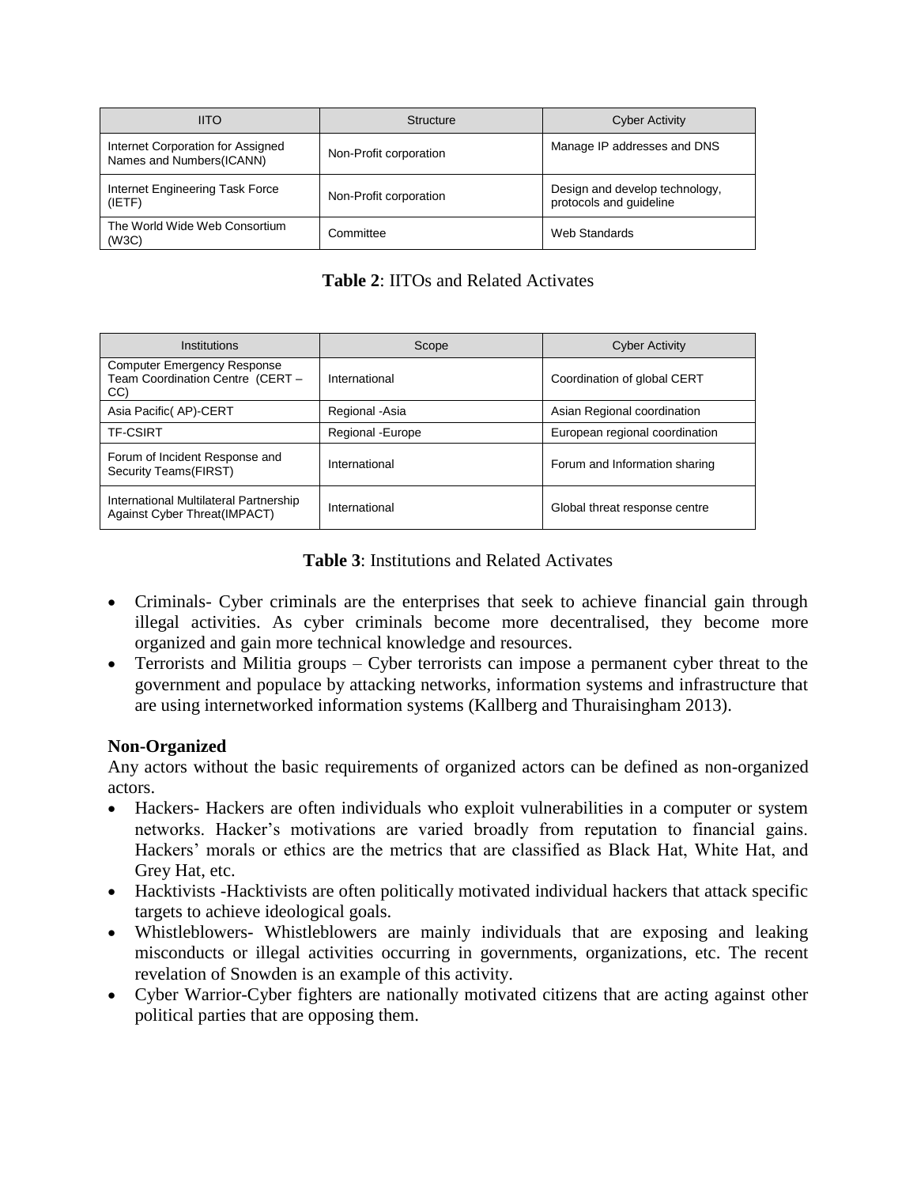| IITO | Structure | Cyber Activity |
|---|---|---|
| Internet Corporation for Assigned Names and Numbers(ICANN) | Non-Profit corporation | Manage IP addresses and DNS |
| Internet Engineering Task Force (IETF) | Non-Profit corporation | Design and develop technology, protocols and guideline |
| The World Wide Web Consortium (W3C) | Committee | Web Standards |

**Table 2**: IITOs and Related Activates

| Institutions | Scope | Cyber Activity |
|---|---|---|
| Computer Emergency Response Team Coordination Centre (CERT – CC) | International | Coordination of global CERT |
| Asia Pacific( AP)-CERT | Regional -Asia | Asian Regional coordination |
| TF-CSIRT | Regional -Europe | European regional coordination |
| Forum of Incident Response and Security Teams(FIRST) | International | Forum and Information sharing |
| International Multilateral Partnership Against Cyber Threat(IMPACT) | International | Global threat response centre |

**Table 3**: Institutions and Related Activates

- Criminals- Cyber criminals are the enterprises that seek to achieve financial gain through illegal activities. As cyber criminals become more decentralised, they become more organized and gain more technical knowledge and resources.
- Terrorists and Militia groups – Cyber terrorists can impose a permanent cyber threat to the government and populace by attacking networks, information systems and infrastructure that are using internetworked information systems (Kallberg and Thuraisingham 2013).

**Non-Organized**

Any actors without the basic requirements of organized actors can be defined as non-organized actors.

- Hackers- Hackers are often individuals who exploit vulnerabilities in a computer or system networks. Hacker's motivations are varied broadly from reputation to financial gains. Hackers' morals or ethics are the metrics that are classified as Black Hat, White Hat, and Grey Hat, etc.
- Hacktivists -Hacktivists are often politically motivated individual hackers that attack specific targets to achieve ideological goals.
- Whistleblowers- Whistleblowers are mainly individuals that are exposing and leaking misconducts or illegal activities occurring in governments, organizations, etc. The recent revelation of Snowden is an example of this activity.
- Cyber Warrior-Cyber fighters are nationally motivated citizens that are acting against other political parties that are opposing them.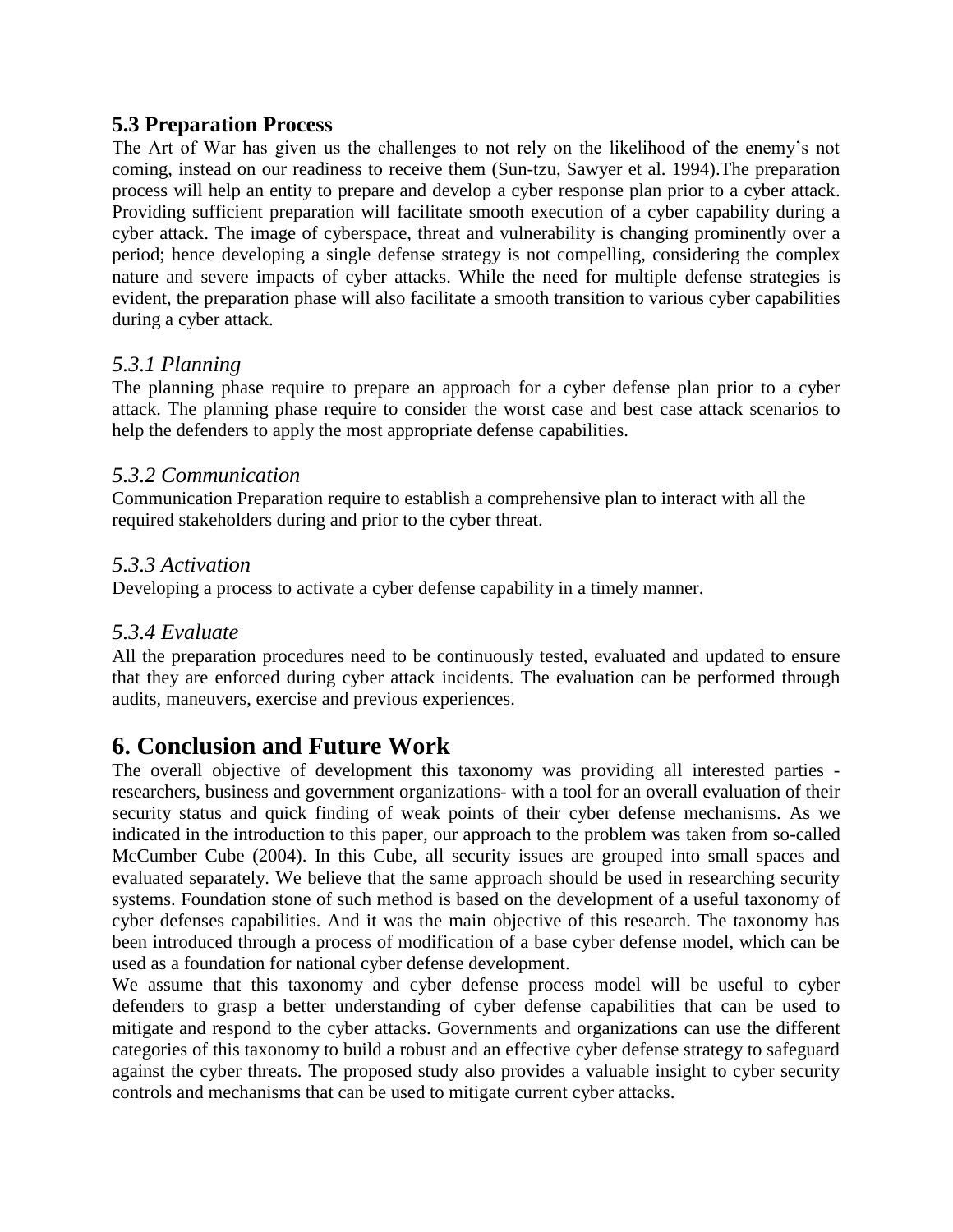### 5.3 Preparation Process

The Art of War has given us the challenges to not rely on the likelihood of the enemy's not coming, instead on our readiness to receive them (Sun-tzu, Sawyer et al. 1994).The preparation process will help an entity to prepare and develop a cyber response plan prior to a cyber attack. Providing sufficient preparation will facilitate smooth execution of a cyber capability during a cyber attack. The image of cyberspace, threat and vulnerability is changing prominently over a period; hence developing a single defense strategy is not compelling, considering the complex nature and severe impacts of cyber attacks. While the need for multiple defense strategies is evident, the preparation phase will also facilitate a smooth transition to various cyber capabilities during a cyber attack.

#### *5.3.1 Planning*

The planning phase require to prepare an approach for a cyber defense plan prior to a cyber attack. The planning phase require to consider the worst case and best case attack scenarios to help the defenders to apply the most appropriate defense capabilities.

#### *5.3.2 Communication*

Communication Preparation require to establish a comprehensive plan to interact with all the required stakeholders during and prior to the cyber threat.

#### *5.3.3 Activation*

Developing a process to activate a cyber defense capability in a timely manner.

#### *5.3.4 Evaluate*

All the preparation procedures need to be continuously tested, evaluated and updated to ensure that they are enforced during cyber attack incidents. The evaluation can be performed through audits, maneuvers, exercise and previous experiences.

## 6. Conclusion and Future Work

The overall objective of development this taxonomy was providing all interested parties - researchers, business and government organizations- with a tool for an overall evaluation of their security status and quick finding of weak points of their cyber defense mechanisms. As we indicated in the introduction to this paper, our approach to the problem was taken from so-called McCumber Cube (2004). In this Cube, all security issues are grouped into small spaces and evaluated separately. We believe that the same approach should be used in researching security systems. Foundation stone of such method is based on the development of a useful taxonomy of cyber defenses capabilities. And it was the main objective of this research. The taxonomy has been introduced through a process of modification of a base cyber defense model, which can be used as a foundation for national cyber defense development.

We assume that this taxonomy and cyber defense process model will be useful to cyber defenders to grasp a better understanding of cyber defense capabilities that can be used to mitigate and respond to the cyber attacks. Governments and organizations can use the different categories of this taxonomy to build a robust and an effective cyber defense strategy to safeguard against the cyber threats. The proposed study also provides a valuable insight to cyber security controls and mechanisms that can be used to mitigate current cyber attacks.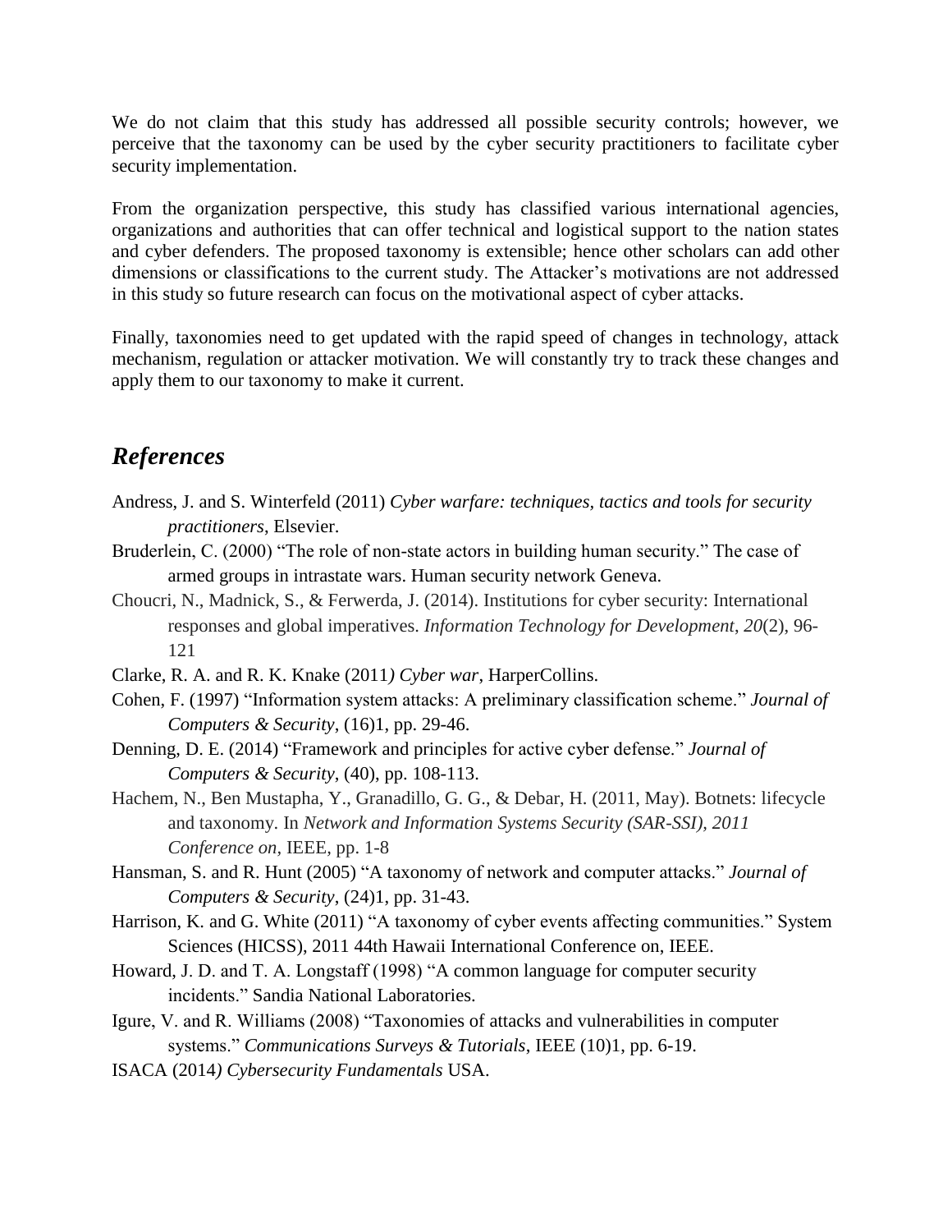We do not claim that this study has addressed all possible security controls; however, we perceive that the taxonomy can be used by the cyber security practitioners to facilitate cyber security implementation.

From the organization perspective, this study has classified various international agencies, organizations and authorities that can offer technical and logistical support to the nation states and cyber defenders. The proposed taxonomy is extensible; hence other scholars can add other dimensions or classifications to the current study. The Attacker's motivations are not addressed in this study so future research can focus on the motivational aspect of cyber attacks.

Finally, taxonomies need to get updated with the rapid speed of changes in technology, attack mechanism, regulation or attacker motivation. We will constantly try to track these changes and apply them to our taxonomy to make it current.

## *References*

Andress, J. and S. Winterfeld (2011) *Cyber warfare: techniques, tactics and tools for security practitioners*, Elsevier.

Bruderlein, C. (2000) "The role of non-state actors in building human security." The case of armed groups in intrastate wars. Human security network Geneva.

Choucri, N., Madnick, S., & Ferwerda, J. (2014). Institutions for cyber security: International responses and global imperatives. *Information Technology for Development*, *20*(2), 96-121

Clarke, R. A. and R. K. Knake (2011*) Cyber war*, HarperCollins.

Cohen, F. (1997) "Information system attacks: A preliminary classification scheme." *Journal of Computers & Security*, (16)1, pp. 29-46.

Denning, D. E. (2014) "Framework and principles for active cyber defense." *Journal of Computers & Security*, (40), pp. 108-113.

Hachem, N., Ben Mustapha, Y., Granadillo, G. G., & Debar, H. (2011, May). Botnets: lifecycle and taxonomy. In *Network and Information Systems Security (SAR-SSI), 2011 Conference on*, IEEE, pp. 1-8

Hansman, S. and R. Hunt (2005) "A taxonomy of network and computer attacks." *Journal of Computers & Security*, (24)1, pp. 31-43.

Harrison, K. and G. White (2011) "A taxonomy of cyber events affecting communities." System Sciences (HICSS), 2011 44th Hawaii International Conference on, IEEE.

Howard, J. D. and T. A. Longstaff (1998) "A common language for computer security incidents." Sandia National Laboratories.

Igure, V. and R. Williams (2008) "Taxonomies of attacks and vulnerabilities in computer systems." *Communications Surveys & Tutorials*, IEEE (10)1, pp. 6-19.

ISACA (2014*) Cybersecurity Fundamentals* USA.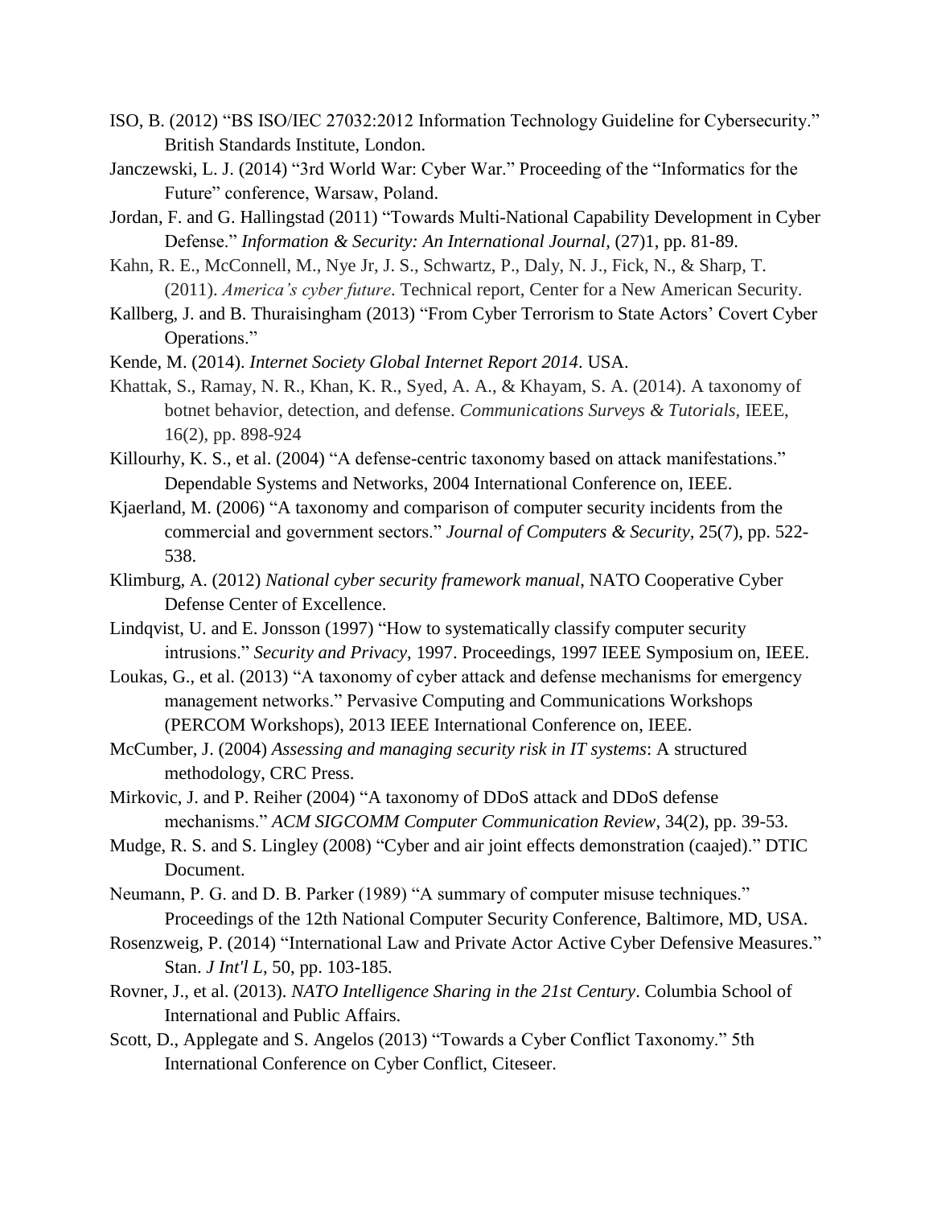ISO, B. (2012) "BS ISO/IEC 27032:2012 Information Technology Guideline for Cybersecurity." British Standards Institute, London.

Janczewski, L. J. (2014) "3rd World War: Cyber War." Proceeding of the "Informatics for the Future" conference, Warsaw, Poland.

Jordan, F. and G. Hallingstad (2011) "Towards Multi-National Capability Development in Cyber Defense." *Information & Security: An International Journal,* (27)1, pp. 81-89.

Kahn, R. E., McConnell, M., Nye Jr, J. S., Schwartz, P., Daly, N. J., Fick, N., & Sharp, T. (2011). *America's cyber future*. Technical report, Center for a New American Security.

Kallberg, J. and B. Thuraisingham (2013) "From Cyber Terrorism to State Actors' Covert Cyber Operations."

Kende, M. (2014). *Internet Society Global Internet Report 2014*. USA.

Khattak, S., Ramay, N. R., Khan, K. R., Syed, A. A., & Khayam, S. A. (2014). A taxonomy of botnet behavior, detection, and defense. *Communications Surveys & Tutorials,* IEEE, 16(2), pp. 898-924

Killourhy, K. S., et al. (2004) "A defense-centric taxonomy based on attack manifestations." Dependable Systems and Networks, 2004 International Conference on, IEEE.

Kjaerland, M. (2006) "A taxonomy and comparison of computer security incidents from the commercial and government sectors." *Journal of Computers & Security,* 25(7), pp. 522-538.

Klimburg, A. (2012) *National cyber security framework manual,* NATO Cooperative Cyber Defense Center of Excellence.

Lindqvist, U. and E. Jonsson (1997) "How to systematically classify computer security intrusions." *Security and Privacy*, 1997. Proceedings, 1997 IEEE Symposium on, IEEE.

Loukas, G., et al. (2013) "A taxonomy of cyber attack and defense mechanisms for emergency management networks." Pervasive Computing and Communications Workshops (PERCOM Workshops), 2013 IEEE International Conference on, IEEE.

McCumber, J. (2004) *Assessing and managing security risk in IT systems*: A structured methodology, CRC Press.

Mirkovic, J. and P. Reiher (2004) "A taxonomy of DDoS attack and DDoS defense mechanisms." *ACM SIGCOMM Computer Communication Review,* 34(2), pp. 39-53.

Mudge, R. S. and S. Lingley (2008) "Cyber and air joint effects demonstration (caajed)." DTIC Document.

Neumann, P. G. and D. B. Parker (1989) "A summary of computer misuse techniques." Proceedings of the 12th National Computer Security Conference, Baltimore, MD, USA.

Rosenzweig, P. (2014) "International Law and Private Actor Active Cyber Defensive Measures." Stan. *J Int'l L*, 50, pp. 103-185.

Rovner, J., et al. (2013). *NATO Intelligence Sharing in the 21st Century*. Columbia School of International and Public Affairs.

Scott, D., Applegate and S. Angelos (2013) "Towards a Cyber Conflict Taxonomy." 5th International Conference on Cyber Conflict, Citeseer.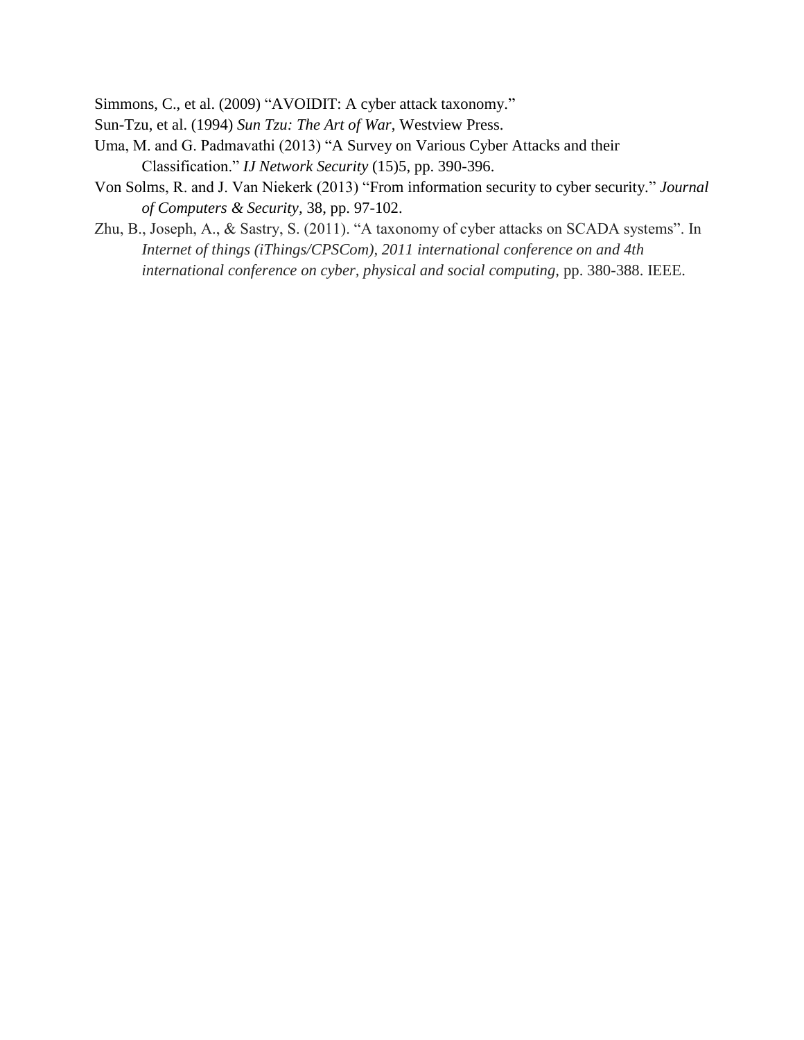Simmons, C., et al. (2009) "AVOIDIT: A cyber attack taxonomy."

Sun-Tzu, et al. (1994) *Sun Tzu: The Art of War*, Westview Press.

Uma, M. and G. Padmavathi (2013) "A Survey on Various Cyber Attacks and their Classification." *IJ Network Security* (15)5, pp. 390-396.

Von Solms, R. and J. Van Niekerk (2013) "From information security to cyber security." *Journal of Computers & Security*, 38, pp. 97-102.

Zhu, B., Joseph, A., & Sastry, S. (2011). "A taxonomy of cyber attacks on SCADA systems". In *Internet of things (iThings/CPSCom), 2011 international conference on and 4th international conference on cyber, physical and social computing*, pp. 380-388. IEEE.